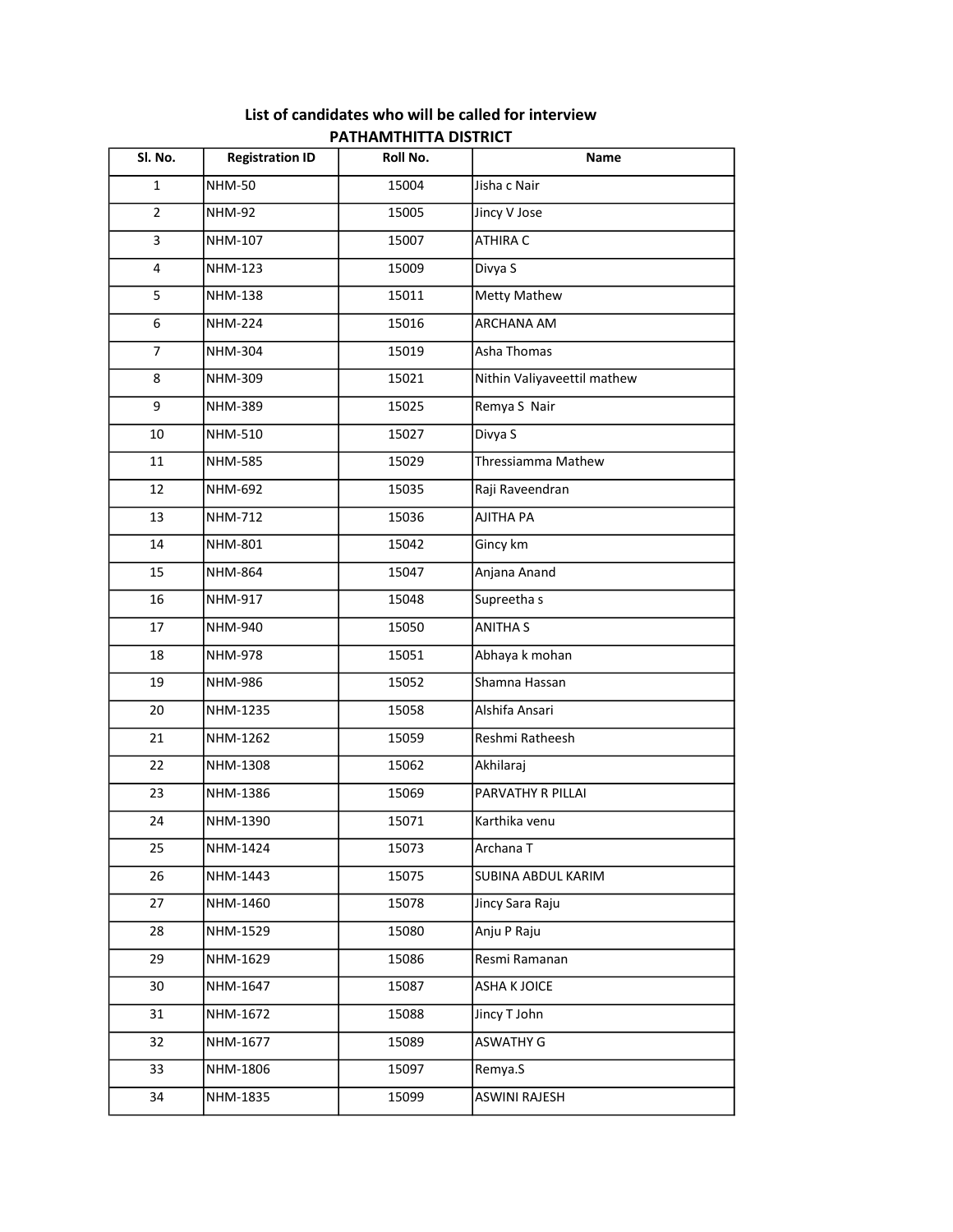## List of candidates who will be called for interview

### PATHAMTHITTA DISTRICT

| Sl. No. | Registration ID | Roll No. | Name |
|---|---|---|---|
| 1 | NHM-50 | 15004 | Jisha c Nair |
| 2 | NHM-92 | 15005 | Jincy V Jose |
| 3 | NHM-107 | 15007 | ATHIRA C |
| 4 | NHM-123 | 15009 | Divya S |
| 5 | NHM-138 | 15011 | Metty Mathew |
| 6 | NHM-224 | 15016 | ARCHANA AM |
| 7 | NHM-304 | 15019 | Asha Thomas |
| 8 | NHM-309 | 15021 | Nithin Valiyaveettil mathew |
| 9 | NHM-389 | 15025 | Remya S Nair |
| 10 | NHM-510 | 15027 | Divya S |
| 11 | NHM-585 | 15029 | Thressiamma Mathew |
| 12 | NHM-692 | 15035 | Raji Raveendran |
| 13 | NHM-712 | 15036 | AJITHA PA |
| 14 | NHM-801 | 15042 | Gincy km |
| 15 | NHM-864 | 15047 | Anjana Anand |
| 16 | NHM-917 | 15048 | Supreetha s |
| 17 | NHM-940 | 15050 | ANITHA S |
| 18 | NHM-978 | 15051 | Abhaya k mohan |
| 19 | NHM-986 | 15052 | Shamna Hassan |
| 20 | NHM-1235 | 15058 | Alshifa Ansari |
| 21 | NHM-1262 | 15059 | Reshmi Ratheesh |
| 22 | NHM-1308 | 15062 | Akhilaraj |
| 23 | NHM-1386 | 15069 | PARVATHY R PILLAI |
| 24 | NHM-1390 | 15071 | Karthika venu |
| 25 | NHM-1424 | 15073 | Archana T |
| 26 | NHM-1443 | 15075 | SUBINA ABDUL KARIM |
| 27 | NHM-1460 | 15078 | Jincy Sara Raju |
| 28 | NHM-1529 | 15080 | Anju P Raju |
| 29 | NHM-1629 | 15086 | Resmi Ramanan |
| 30 | NHM-1647 | 15087 | ASHA K JOICE |
| 31 | NHM-1672 | 15088 | Jincy T John |
| 32 | NHM-1677 | 15089 | ASWATHY G |
| 33 | NHM-1806 | 15097 | Remya.S |
| 34 | NHM-1835 | 15099 | ASWINI RAJESH |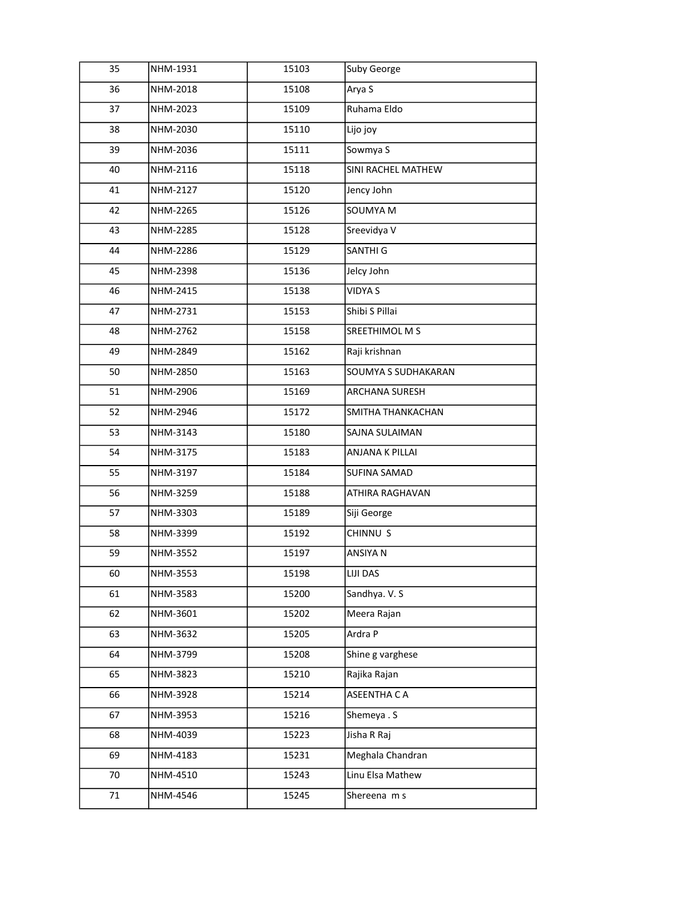| 35 | NHM-1931 | 15103 | Suby George |
|---|---|---|---|
| 36 | NHM-2018 | 15108 | Arya S |
| 37 | NHM-2023 | 15109 | Ruhama Eldo |
| 38 | NHM-2030 | 15110 | Lijo joy |
| 39 | NHM-2036 | 15111 | Sowmya S |
| 40 | NHM-2116 | 15118 | SINI RACHEL MATHEW |
| 41 | NHM-2127 | 15120 | Jency John |
| 42 | NHM-2265 | 15126 | SOUMYA M |
| 43 | NHM-2285 | 15128 | Sreevidya V |
| 44 | NHM-2286 | 15129 | SANTHI G |
| 45 | NHM-2398 | 15136 | Jelcy John |
| 46 | NHM-2415 | 15138 | VIDYA S |
| 47 | NHM-2731 | 15153 | Shibi S Pillai |
| 48 | NHM-2762 | 15158 | SREETHIMOL M S |
| 49 | NHM-2849 | 15162 | Raji krishnan |
| 50 | NHM-2850 | 15163 | SOUMYA S SUDHAKARAN |
| 51 | NHM-2906 | 15169 | ARCHANA SURESH |
| 52 | NHM-2946 | 15172 | SMITHA THANKACHAN |
| 53 | NHM-3143 | 15180 | SAJNA SULAIMAN |
| 54 | NHM-3175 | 15183 | ANJANA K PILLAI |
| 55 | NHM-3197 | 15184 | SUFINA SAMAD |
| 56 | NHM-3259 | 15188 | ATHIRA RAGHAVAN |
| 57 | NHM-3303 | 15189 | Siji George |
| 58 | NHM-3399 | 15192 | CHINNU S |
| 59 | NHM-3552 | 15197 | ANSIYA N |
| 60 | NHM-3553 | 15198 | LIJI DAS |
| 61 | NHM-3583 | 15200 | Sandhya. V. S |
| 62 | NHM-3601 | 15202 | Meera Rajan |
| 63 | NHM-3632 | 15205 | Ardra P |
| 64 | NHM-3799 | 15208 | Shine g varghese |
| 65 | NHM-3823 | 15210 | Rajika Rajan |
| 66 | NHM-3928 | 15214 | ASEENTHA C A |
| 67 | NHM-3953 | 15216 | Shemeya . S |
| 68 | NHM-4039 | 15223 | Jisha R Raj |
| 69 | NHM-4183 | 15231 | Meghala Chandran |
| 70 | NHM-4510 | 15243 | Linu Elsa Mathew |
| 71 | NHM-4546 | 15245 | Shereena m s |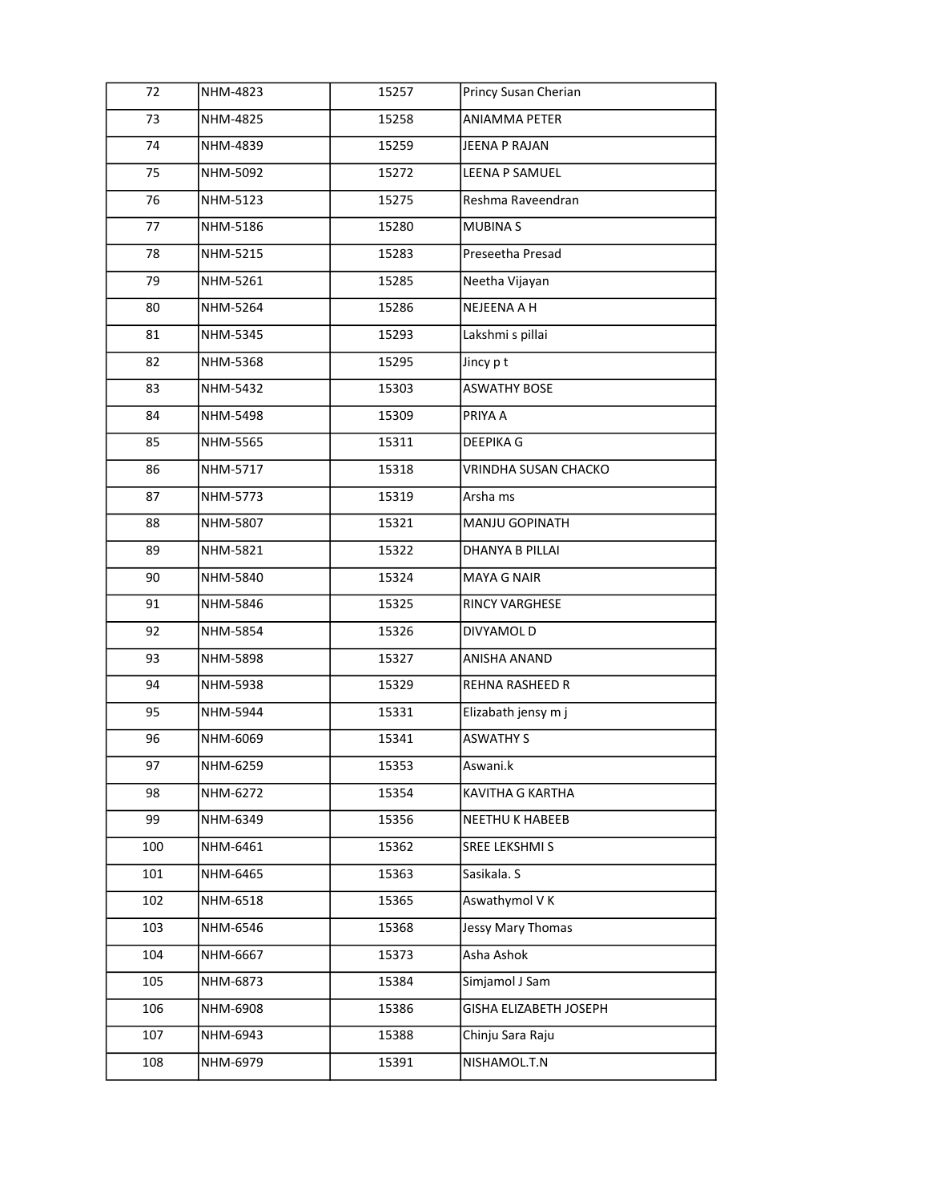| | | | |
|---|---|---|---|
| 72 | NHM-4823 | 15257 | Princy Susan Cherian |
| 73 | NHM-4825 | 15258 | ANIAMMA PETER |
| 74 | NHM-4839 | 15259 | JEENA P RAJAN |
| 75 | NHM-5092 | 15272 | LEENA P SAMUEL |
| 76 | NHM-5123 | 15275 | Reshma Raveendran |
| 77 | NHM-5186 | 15280 | MUBINA S |
| 78 | NHM-5215 | 15283 | Preseetha Presad |
| 79 | NHM-5261 | 15285 | Neetha Vijayan |
| 80 | NHM-5264 | 15286 | NEJEENA A H |
| 81 | NHM-5345 | 15293 | Lakshmi s pillai |
| 82 | NHM-5368 | 15295 | Jincy p t |
| 83 | NHM-5432 | 15303 | ASWATHY BOSE |
| 84 | NHM-5498 | 15309 | PRIYA A |
| 85 | NHM-5565 | 15311 | DEEPIKA G |
| 86 | NHM-5717 | 15318 | VRINDHA SUSAN CHACKO |
| 87 | NHM-5773 | 15319 | Arsha ms |
| 88 | NHM-5807 | 15321 | MANJU GOPINATH |
| 89 | NHM-5821 | 15322 | DHANYA B PILLAI |
| 90 | NHM-5840 | 15324 | MAYA G NAIR |
| 91 | NHM-5846 | 15325 | RINCY VARGHESE |
| 92 | NHM-5854 | 15326 | DIVYAMOL D |
| 93 | NHM-5898 | 15327 | ANISHA ANAND |
| 94 | NHM-5938 | 15329 | REHNA RASHEED R |
| 95 | NHM-5944 | 15331 | Elizabath jensy m j |
| 96 | NHM-6069 | 15341 | ASWATHY S |
| 97 | NHM-6259 | 15353 | Aswani.k |
| 98 | NHM-6272 | 15354 | KAVITHA G KARTHA |
| 99 | NHM-6349 | 15356 | NEETHU K HABEEB |
| 100 | NHM-6461 | 15362 | SREE LEKSHMI S |
| 101 | NHM-6465 | 15363 | Sasikala. S |
| 102 | NHM-6518 | 15365 | Aswathymol V K |
| 103 | NHM-6546 | 15368 | Jessy Mary Thomas |
| 104 | NHM-6667 | 15373 | Asha Ashok |
| 105 | NHM-6873 | 15384 | Simjamol J Sam |
| 106 | NHM-6908 | 15386 | GISHA ELIZABETH JOSEPH |
| 107 | NHM-6943 | 15388 | Chinju Sara Raju |
| 108 | NHM-6979 | 15391 | NISHAMOL.T.N |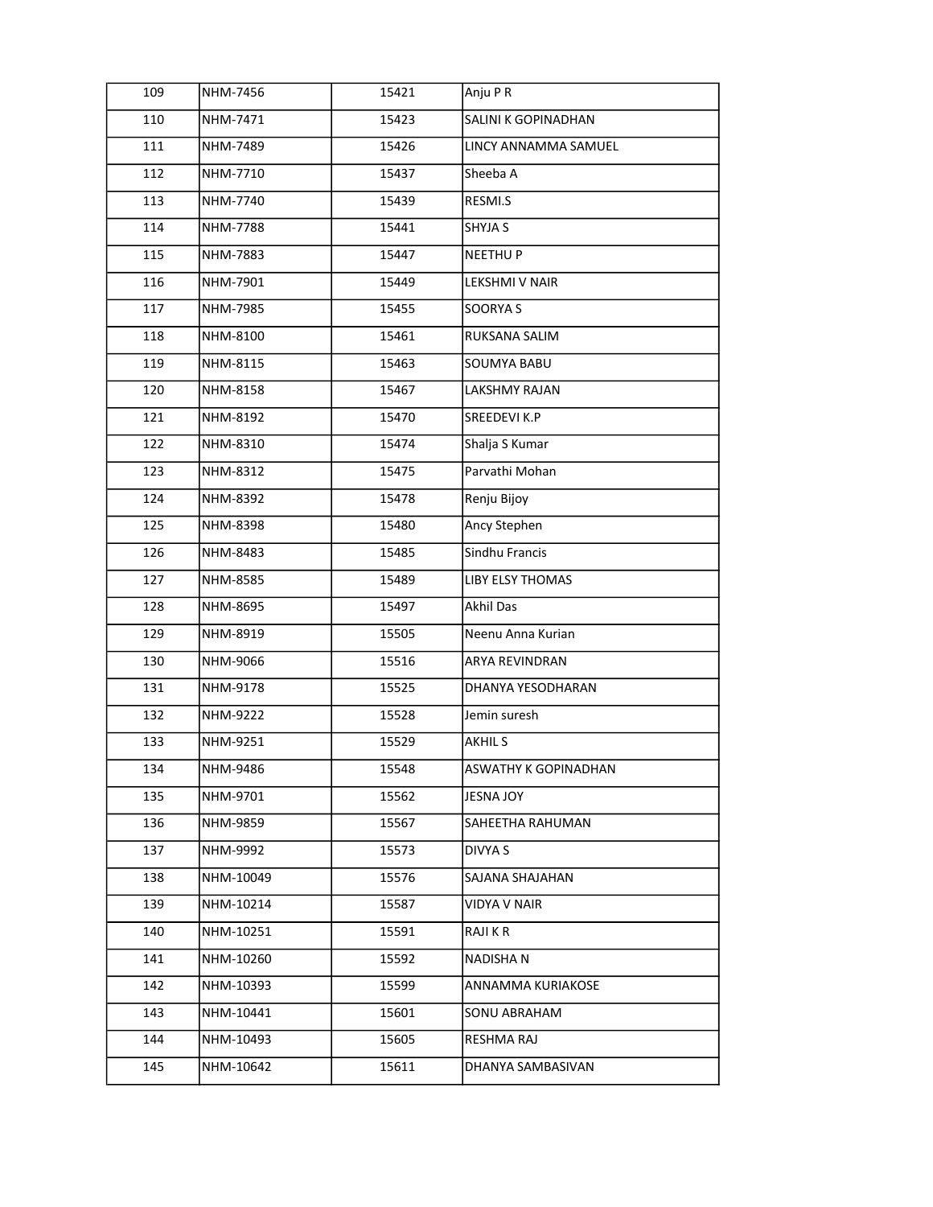| 109 | NHM-7456 | 15421 | Anju P R |
|---|---|---|---|
| 110 | NHM-7471 | 15423 | SALINI K GOPINADHAN |
| 111 | NHM-7489 | 15426 | LINCY ANNAMMA SAMUEL |
| 112 | NHM-7710 | 15437 | Sheeba A |
| 113 | NHM-7740 | 15439 | RESMI.S |
| 114 | NHM-7788 | 15441 | SHYJA S |
| 115 | NHM-7883 | 15447 | NEETHU P |
| 116 | NHM-7901 | 15449 | LEKSHMI V NAIR |
| 117 | NHM-7985 | 15455 | SOORYA S |
| 118 | NHM-8100 | 15461 | RUKSANA SALIM |
| 119 | NHM-8115 | 15463 | SOUMYA BABU |
| 120 | NHM-8158 | 15467 | LAKSHMY RAJAN |
| 121 | NHM-8192 | 15470 | SREEDEVI K.P |
| 122 | NHM-8310 | 15474 | Shalja S Kumar |
| 123 | NHM-8312 | 15475 | Parvathi Mohan |
| 124 | NHM-8392 | 15478 | Renju Bijoy |
| 125 | NHM-8398 | 15480 | Ancy Stephen |
| 126 | NHM-8483 | 15485 | Sindhu Francis |
| 127 | NHM-8585 | 15489 | LIBY ELSY THOMAS |
| 128 | NHM-8695 | 15497 | Akhil Das |
| 129 | NHM-8919 | 15505 | Neenu Anna Kurian |
| 130 | NHM-9066 | 15516 | ARYA REVINDRAN |
| 131 | NHM-9178 | 15525 | DHANYA YESODHARAN |
| 132 | NHM-9222 | 15528 | Jemin suresh |
| 133 | NHM-9251 | 15529 | AKHIL S |
| 134 | NHM-9486 | 15548 | ASWATHY K GOPINADHAN |
| 135 | NHM-9701 | 15562 | JESNA JOY |
| 136 | NHM-9859 | 15567 | SAHEETHA RAHUMAN |
| 137 | NHM-9992 | 15573 | DIVYA S |
| 138 | NHM-10049 | 15576 | SAJANA SHAJAHAN |
| 139 | NHM-10214 | 15587 | VIDYA V NAIR |
| 140 | NHM-10251 | 15591 | RAJI K R |
| 141 | NHM-10260 | 15592 | NADISHA N |
| 142 | NHM-10393 | 15599 | ANNAMMA KURIAKOSE |
| 143 | NHM-10441 | 15601 | SONU ABRAHAM |
| 144 | NHM-10493 | 15605 | RESHMA RAJ |
| 145 | NHM-10642 | 15611 | DHANYA SAMBASIVAN |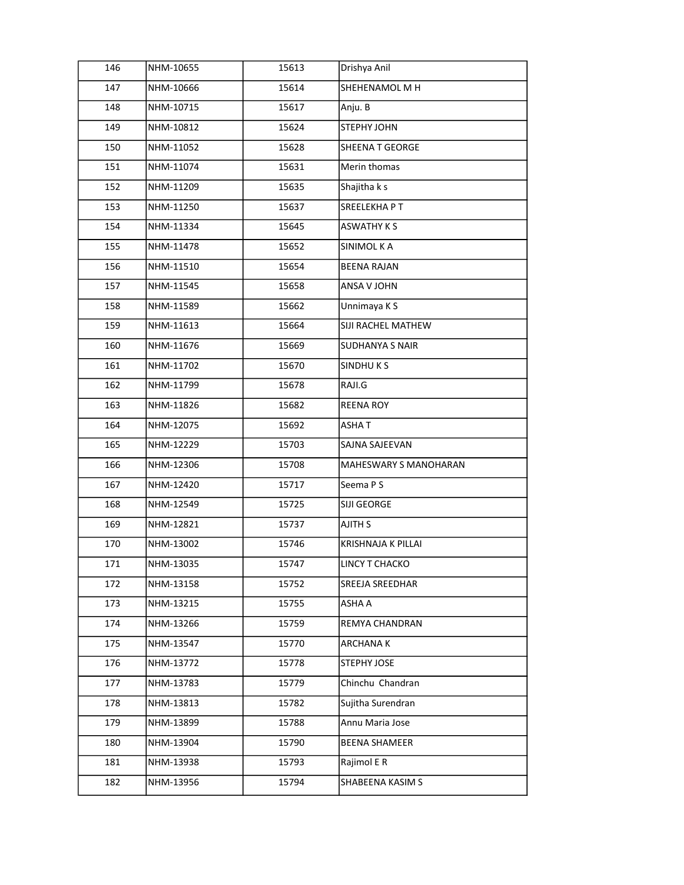| 146 | NHM-10655 | 15613 | Drishya Anil |
|---|---|---|---|
| 147 | NHM-10666 | 15614 | SHEHENAMOL M H |
| 148 | NHM-10715 | 15617 | Anju. B |
| 149 | NHM-10812 | 15624 | STEPHY JOHN |
| 150 | NHM-11052 | 15628 | SHEENA T GEORGE |
| 151 | NHM-11074 | 15631 | Merin thomas |
| 152 | NHM-11209 | 15635 | Shajitha k s |
| 153 | NHM-11250 | 15637 | SREELEKHA P T |
| 154 | NHM-11334 | 15645 | ASWATHY K S |
| 155 | NHM-11478 | 15652 | SINIMOL K A |
| 156 | NHM-11510 | 15654 | BEENA RAJAN |
| 157 | NHM-11545 | 15658 | ANSA V JOHN |
| 158 | NHM-11589 | 15662 | Unnimaya K S |
| 159 | NHM-11613 | 15664 | SIJI RACHEL MATHEW |
| 160 | NHM-11676 | 15669 | SUDHANYA S NAIR |
| 161 | NHM-11702 | 15670 | SINDHU K S |
| 162 | NHM-11799 | 15678 | RAJI.G |
| 163 | NHM-11826 | 15682 | REENA ROY |
| 164 | NHM-12075 | 15692 | ASHA T |
| 165 | NHM-12229 | 15703 | SAJNA SAJEEVAN |
| 166 | NHM-12306 | 15708 | MAHESWARY S MANOHARAN |
| 167 | NHM-12420 | 15717 | Seema P S |
| 168 | NHM-12549 | 15725 | SIJI GEORGE |
| 169 | NHM-12821 | 15737 | AJITH S |
| 170 | NHM-13002 | 15746 | KRISHNAJA K PILLAI |
| 171 | NHM-13035 | 15747 | LINCY T CHACKO |
| 172 | NHM-13158 | 15752 | SREEJA SREEDHAR |
| 173 | NHM-13215 | 15755 | ASHA A |
| 174 | NHM-13266 | 15759 | REMYA CHANDRAN |
| 175 | NHM-13547 | 15770 | ARCHANA K |
| 176 | NHM-13772 | 15778 | STEPHY JOSE |
| 177 | NHM-13783 | 15779 | Chinchu  Chandran |
| 178 | NHM-13813 | 15782 | Sujitha Surendran |
| 179 | NHM-13899 | 15788 | Annu Maria Jose |
| 180 | NHM-13904 | 15790 | BEENA SHAMEER |
| 181 | NHM-13938 | 15793 | Rajimol E R |
| 182 | NHM-13956 | 15794 | SHABEENA KASIM S |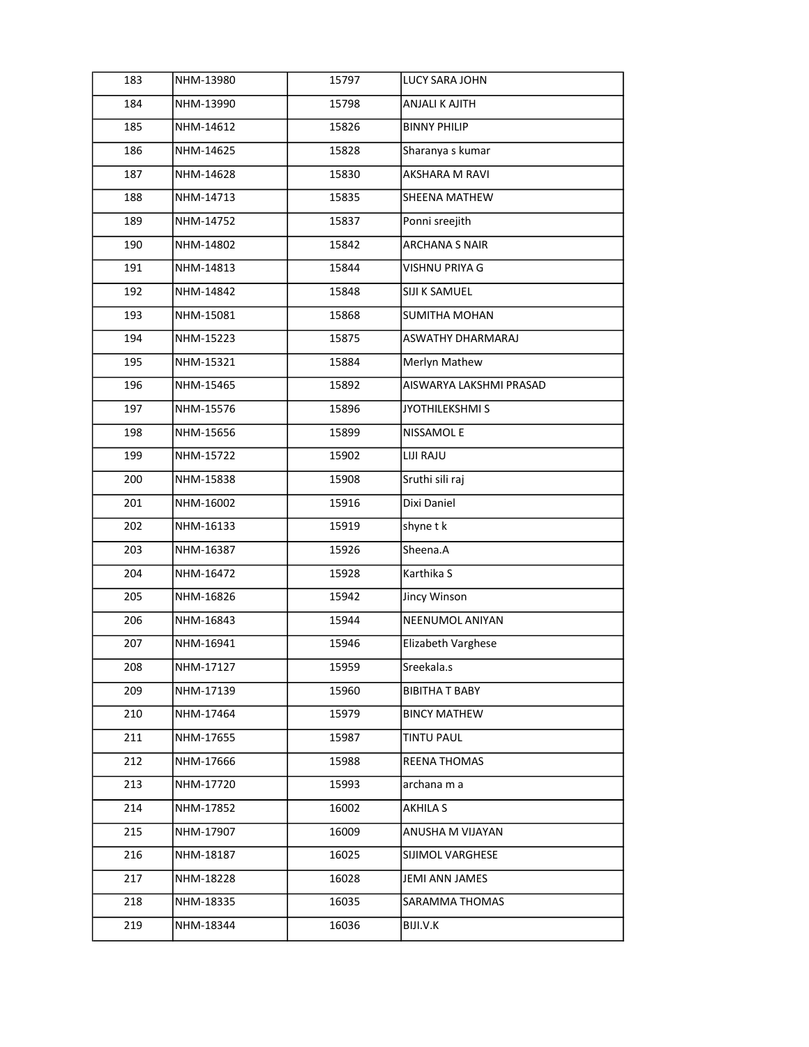| 183 | NHM-13980 | 15797 | LUCY SARA JOHN |
|---|---|---|---|
| 184 | NHM-13990 | 15798 | ANJALI K AJITH |
| 185 | NHM-14612 | 15826 | BINNY PHILIP |
| 186 | NHM-14625 | 15828 | Sharanya s kumar |
| 187 | NHM-14628 | 15830 | AKSHARA M RAVI |
| 188 | NHM-14713 | 15835 | SHEENA MATHEW |
| 189 | NHM-14752 | 15837 | Ponni sreejith |
| 190 | NHM-14802 | 15842 | ARCHANA S NAIR |
| 191 | NHM-14813 | 15844 | VISHNU PRIYA G |
| 192 | NHM-14842 | 15848 | SIJI K SAMUEL |
| 193 | NHM-15081 | 15868 | SUMITHA MOHAN |
| 194 | NHM-15223 | 15875 | ASWATHY DHARMARAJ |
| 195 | NHM-15321 | 15884 | Merlyn Mathew |
| 196 | NHM-15465 | 15892 | AISWARYA LAKSHMI PRASAD |
| 197 | NHM-15576 | 15896 | JYOTHILEKSHMI S |
| 198 | NHM-15656 | 15899 | NISSAMOL E |
| 199 | NHM-15722 | 15902 | LIJI RAJU |
| 200 | NHM-15838 | 15908 | Sruthi sili raj |
| 201 | NHM-16002 | 15916 | Dixi Daniel |
| 202 | NHM-16133 | 15919 | shyne t k |
| 203 | NHM-16387 | 15926 | Sheena.A |
| 204 | NHM-16472 | 15928 | Karthika S |
| 205 | NHM-16826 | 15942 | Jincy Winson |
| 206 | NHM-16843 | 15944 | NEENUMOL ANIYAN |
| 207 | NHM-16941 | 15946 | Elizabeth Varghese |
| 208 | NHM-17127 | 15959 | Sreekala.s |
| 209 | NHM-17139 | 15960 | BIBITHA T BABY |
| 210 | NHM-17464 | 15979 | BINCY MATHEW |
| 211 | NHM-17655 | 15987 | TINTU PAUL |
| 212 | NHM-17666 | 15988 | REENA THOMAS |
| 213 | NHM-17720 | 15993 | archana m a |
| 214 | NHM-17852 | 16002 | AKHILA S |
| 215 | NHM-17907 | 16009 | ANUSHA M VIJAYAN |
| 216 | NHM-18187 | 16025 | SIJIMOL VARGHESE |
| 217 | NHM-18228 | 16028 | JEMI ANN JAMES |
| 218 | NHM-18335 | 16035 | SARAMMA THOMAS |
| 219 | NHM-18344 | 16036 | BIJI.V.K |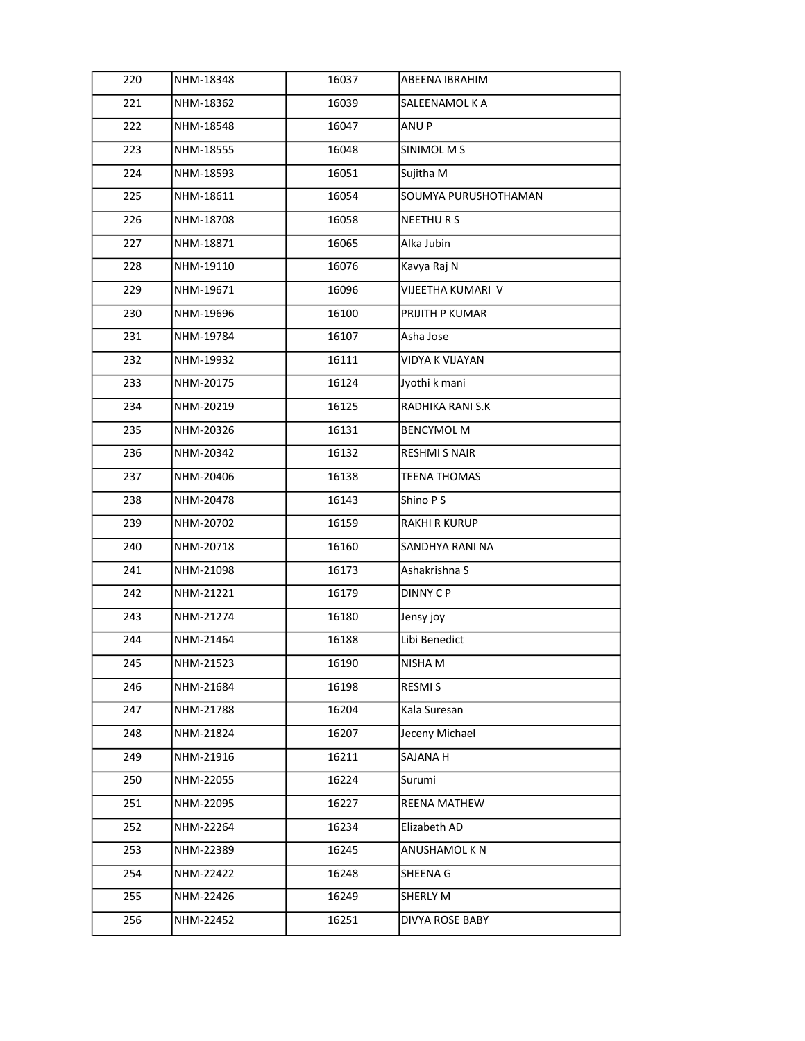| 220 | NHM-18348 | 16037 | ABEENA IBRAHIM |
|---|---|---|---|
| 221 | NHM-18362 | 16039 | SALEENAMOL K A |
| 222 | NHM-18548 | 16047 | ANU P |
| 223 | NHM-18555 | 16048 | SINIMOL M S |
| 224 | NHM-18593 | 16051 | Sujitha M |
| 225 | NHM-18611 | 16054 | SOUMYA PURUSHOTHAMAN |
| 226 | NHM-18708 | 16058 | NEETHU R S |
| 227 | NHM-18871 | 16065 | Alka Jubin |
| 228 | NHM-19110 | 16076 | Kavya Raj N |
| 229 | NHM-19671 | 16096 | VIJEETHA KUMARI  V |
| 230 | NHM-19696 | 16100 | PRIJITH P KUMAR |
| 231 | NHM-19784 | 16107 | Asha Jose |
| 232 | NHM-19932 | 16111 | VIDYA K VIJAYAN |
| 233 | NHM-20175 | 16124 | Jyothi k mani |
| 234 | NHM-20219 | 16125 | RADHIKA RANI S.K |
| 235 | NHM-20326 | 16131 | BENCYMOL M |
| 236 | NHM-20342 | 16132 | RESHMI S NAIR |
| 237 | NHM-20406 | 16138 | TEENA THOMAS |
| 238 | NHM-20478 | 16143 | Shino P S |
| 239 | NHM-20702 | 16159 | RAKHI R KURUP |
| 240 | NHM-20718 | 16160 | SANDHYA RANI NA |
| 241 | NHM-21098 | 16173 | Ashakrishna S |
| 242 | NHM-21221 | 16179 | DINNY C P |
| 243 | NHM-21274 | 16180 | Jensy joy |
| 244 | NHM-21464 | 16188 | Libi Benedict |
| 245 | NHM-21523 | 16190 | NISHA M |
| 246 | NHM-21684 | 16198 | RESMI S |
| 247 | NHM-21788 | 16204 | Kala Suresan |
| 248 | NHM-21824 | 16207 | Jeceny Michael |
| 249 | NHM-21916 | 16211 | SAJANA H |
| 250 | NHM-22055 | 16224 | Surumi |
| 251 | NHM-22095 | 16227 | REENA MATHEW |
| 252 | NHM-22264 | 16234 | Elizabeth AD |
| 253 | NHM-22389 | 16245 | ANUSHAMOL K N |
| 254 | NHM-22422 | 16248 | SHEENA G |
| 255 | NHM-22426 | 16249 | SHERLY M |
| 256 | NHM-22452 | 16251 | DIVYA ROSE BABY |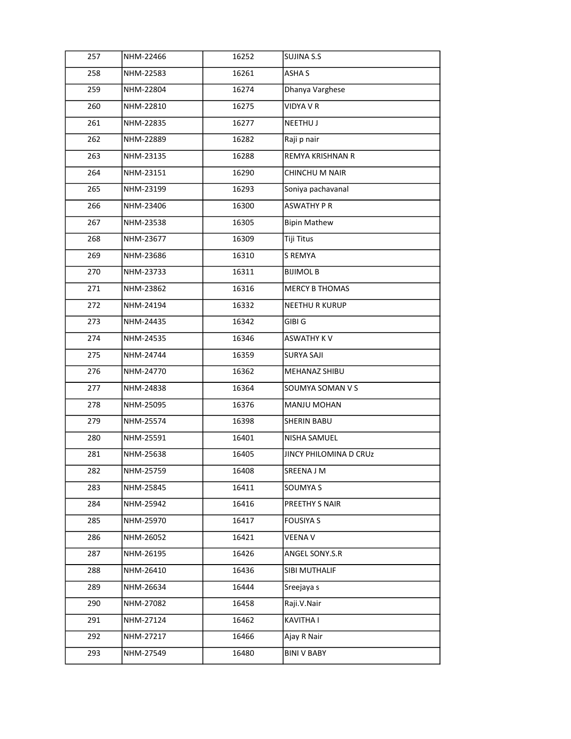| | | | |
|---|---|---|---|
| 257 | NHM-22466 | 16252 | SUJINA S.S |
| 258 | NHM-22583 | 16261 | ASHA S |
| 259 | NHM-22804 | 16274 | Dhanya Varghese |
| 260 | NHM-22810 | 16275 | VIDYA V R |
| 261 | NHM-22835 | 16277 | NEETHU J |
| 262 | NHM-22889 | 16282 | Raji p nair |
| 263 | NHM-23135 | 16288 | REMYA KRISHNAN R |
| 264 | NHM-23151 | 16290 | CHINCHU M NAIR |
| 265 | NHM-23199 | 16293 | Soniya pachavanal |
| 266 | NHM-23406 | 16300 | ASWATHY P R |
| 267 | NHM-23538 | 16305 | Bipin Mathew |
| 268 | NHM-23677 | 16309 | Tiji Titus |
| 269 | NHM-23686 | 16310 | S REMYA |
| 270 | NHM-23733 | 16311 | BIJIMOL B |
| 271 | NHM-23862 | 16316 | MERCY B THOMAS |
| 272 | NHM-24194 | 16332 | NEETHU R KURUP |
| 273 | NHM-24435 | 16342 | GIBI G |
| 274 | NHM-24535 | 16346 | ASWATHY K V |
| 275 | NHM-24744 | 16359 | SURYA SAJI |
| 276 | NHM-24770 | 16362 | MEHANAZ SHIBU |
| 277 | NHM-24838 | 16364 | SOUMYA SOMAN V S |
| 278 | NHM-25095 | 16376 | MANJU MOHAN |
| 279 | NHM-25574 | 16398 | SHERIN BABU |
| 280 | NHM-25591 | 16401 | NISHA SAMUEL |
| 281 | NHM-25638 | 16405 | JINCY PHILOMINA D CRUz |
| 282 | NHM-25759 | 16408 | SREENA J M |
| 283 | NHM-25845 | 16411 | SOUMYA S |
| 284 | NHM-25942 | 16416 | PREETHY S NAIR |
| 285 | NHM-25970 | 16417 | FOUSIYA S |
| 286 | NHM-26052 | 16421 | VEENA V |
| 287 | NHM-26195 | 16426 | ANGEL SONY.S.R |
| 288 | NHM-26410 | 16436 | SIBI MUTHALIF |
| 289 | NHM-26634 | 16444 | Sreejaya s |
| 290 | NHM-27082 | 16458 | Raji.V.Nair |
| 291 | NHM-27124 | 16462 | KAVITHA I |
| 292 | NHM-27217 | 16466 | Ajay R Nair |
| 293 | NHM-27549 | 16480 | BINI V BABY |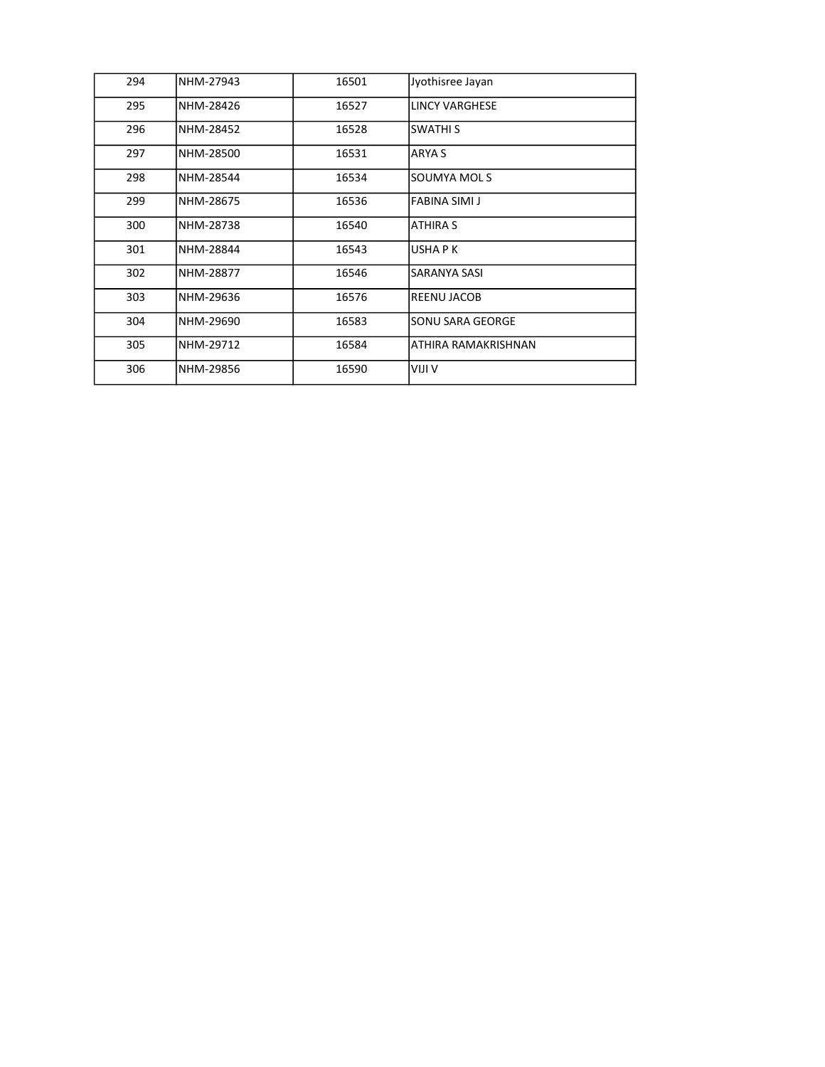| | | | |
|---|---|---|---|
| 294 | NHM-27943 | 16501 | Jyothisree Jayan |
| 295 | NHM-28426 | 16527 | LINCY VARGHESE |
| 296 | NHM-28452 | 16528 | SWATHI S |
| 297 | NHM-28500 | 16531 | ARYA S |
| 298 | NHM-28544 | 16534 | SOUMYA MOL S |
| 299 | NHM-28675 | 16536 | FABINA SIMI J |
| 300 | NHM-28738 | 16540 | ATHIRA S |
| 301 | NHM-28844 | 16543 | USHA P K |
| 302 | NHM-28877 | 16546 | SARANYA SASI |
| 303 | NHM-29636 | 16576 | REENU JACOB |
| 304 | NHM-29690 | 16583 | SONU SARA GEORGE |
| 305 | NHM-29712 | 16584 | ATHIRA RAMAKRISHNAN |
| 306 | NHM-29856 | 16590 | VIJI V |